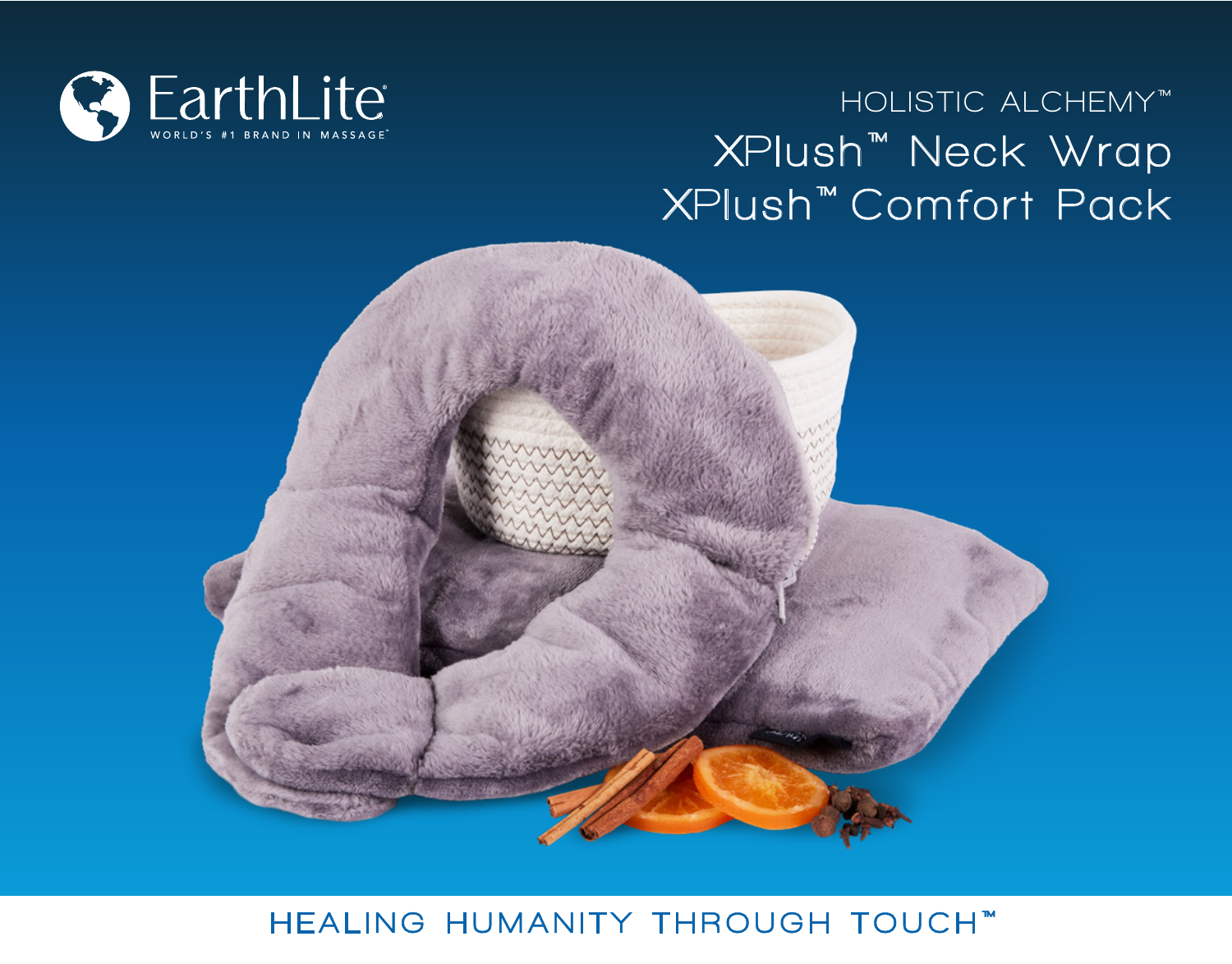EarthLite®

WORLD'S #1 BRAND IN MASSAGE™

HOLISTIC ALCHEMY™

# XPlush™ Neck Wrap
# XPlush™ Comfort Pack

HEALING HUMANITY THROUGH TOUCH™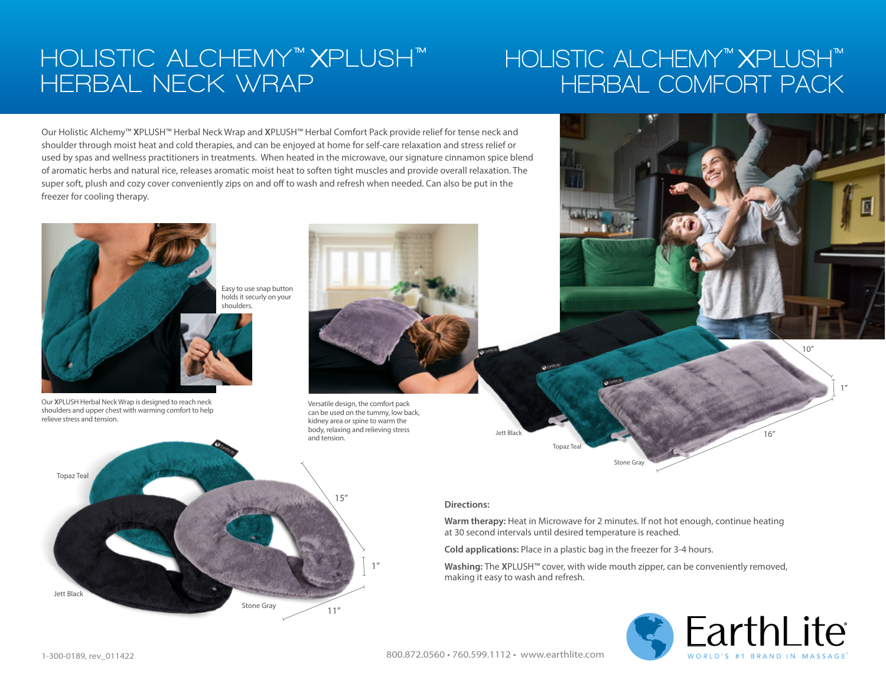# HOLISTIC ALCHEMY™ XPLUSH™ HERBAL NECK WRAP

# HOLISTIC ALCHEMY™ XPLUSH™ HERBAL COMFORT PACK

Our Holistic Alchemy™ **X**PLUSH™ Herbal Neck Wrap and **X**PLUSH™ Herbal Comfort Pack provide relief for tense neck and shoulder through moist heat and cold therapies, and can be enjoyed at home for self-care relaxation and stress relief or used by spas and wellness practitioners in treatments. When heated in the microwave, our signature cinnamon spice blend of aromatic herbs and natural rice, releases aromatic moist heat to soften tight muscles and provide overall relaxation. The super soft, plush and cozy cover conveniently zips on and off to wash and refresh when needed. Can also be put in the freezer for cooling therapy.

Easy to use snap button holds it securly on your shoulders.

Our **X**PLUSH Herbal Neck Wrap is designed to reach neck shoulders and upper chest with warming comfort to help relieve stress and tension.

Versatile design, the comfort pack can be used on the tummy, low back, kidney area or spine to warm the body, relaxing and relieving stress and tension.

Jett Black

Topaz Teal

Stone Gray

10″

1″

16″

Topaz Teal

Jett Black

Stone Gray

15″

1″

11″

**Directions:**

**Warm therapy:** Heat in Microwave for 2 minutes. If not hot enough, continue heating at 30 second intervals until desired temperature is reached.

**Cold applications:** Place in a plastic bag in the freezer for 3-4 hours.

**Washing:** The **X**PLUSH™ cover, with wide mouth zipper, can be conveniently removed, making it easy to wash and refresh.

EarthLite®

WORLD'S #1 BRAND IN MASSAGE™

1-300-0189, rev_011422

800.872.0560 • 760.599.1112 • www.earthlite.com